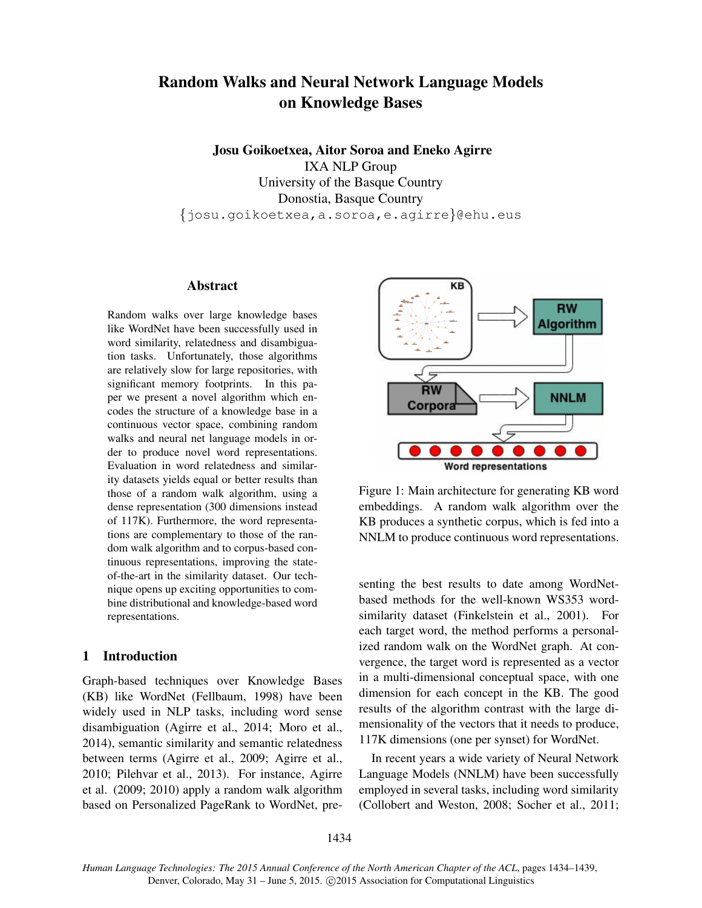# Random Walks and Neural Network Language Models on Knowledge Bases

**Josu Goikoetxea, Aitor Soroa and Eneko Agirre**
IXA NLP Group
University of the Basque Country
Donostia, Basque Country
{josu.goikoetxea,a.soroa,e.agirre}@ehu.eus

## Abstract

Random walks over large knowledge bases like WordNet have been successfully used in word similarity, relatedness and disambiguation tasks. Unfortunately, those algorithms are relatively slow for large repositories, with significant memory footprints. In this paper we present a novel algorithm which encodes the structure of a knowledge base in a continuous vector space, combining random walks and neural net language models in order to produce novel word representations. Evaluation in word relatedness and similarity datasets yields equal or better results than those of a random walk algorithm, using a dense representation (300 dimensions instead of 117K). Furthermore, the word representations are complementary to those of the random walk algorithm and to corpus-based continuous representations, improving the state-of-the-art in the similarity dataset. Our technique opens up exciting opportunities to combine distributional and knowledge-based word representations.

Figure 1: Main architecture for generating KB word embeddings. A random walk algorithm over the KB produces a synthetic corpus, which is fed into a NNLM to produce continuous word representations.

## 1 Introduction

Graph-based techniques over Knowledge Bases (KB) like WordNet (Fellbaum, 1998) have been widely used in NLP tasks, including word sense disambiguation (Agirre et al., 2014; Moro et al., 2014), semantic similarity and semantic relatedness between terms (Agirre et al., 2009; Agirre et al., 2010; Pilehvar et al., 2013). For instance, Agirre et al. (2009; 2010) apply a random walk algorithm based on Personalized PageRank to WordNet, presenting the best results to date among WordNet-based methods for the well-known WS353 word-similarity dataset (Finkelstein et al., 2001). For each target word, the method performs a personalized random walk on the WordNet graph. At convergence, the target word is represented as a vector in a multi-dimensional conceptual space, with one dimension for each concept in the KB. The good results of the algorithm contrast with the large dimensionality of the vectors that it needs to produce, 117K dimensions (one per synset) for WordNet.

In recent years a wide variety of Neural Network Language Models (NNLM) have been successfully employed in several tasks, including word similarity (Collobert and Weston, 2008; Socher et al., 2011;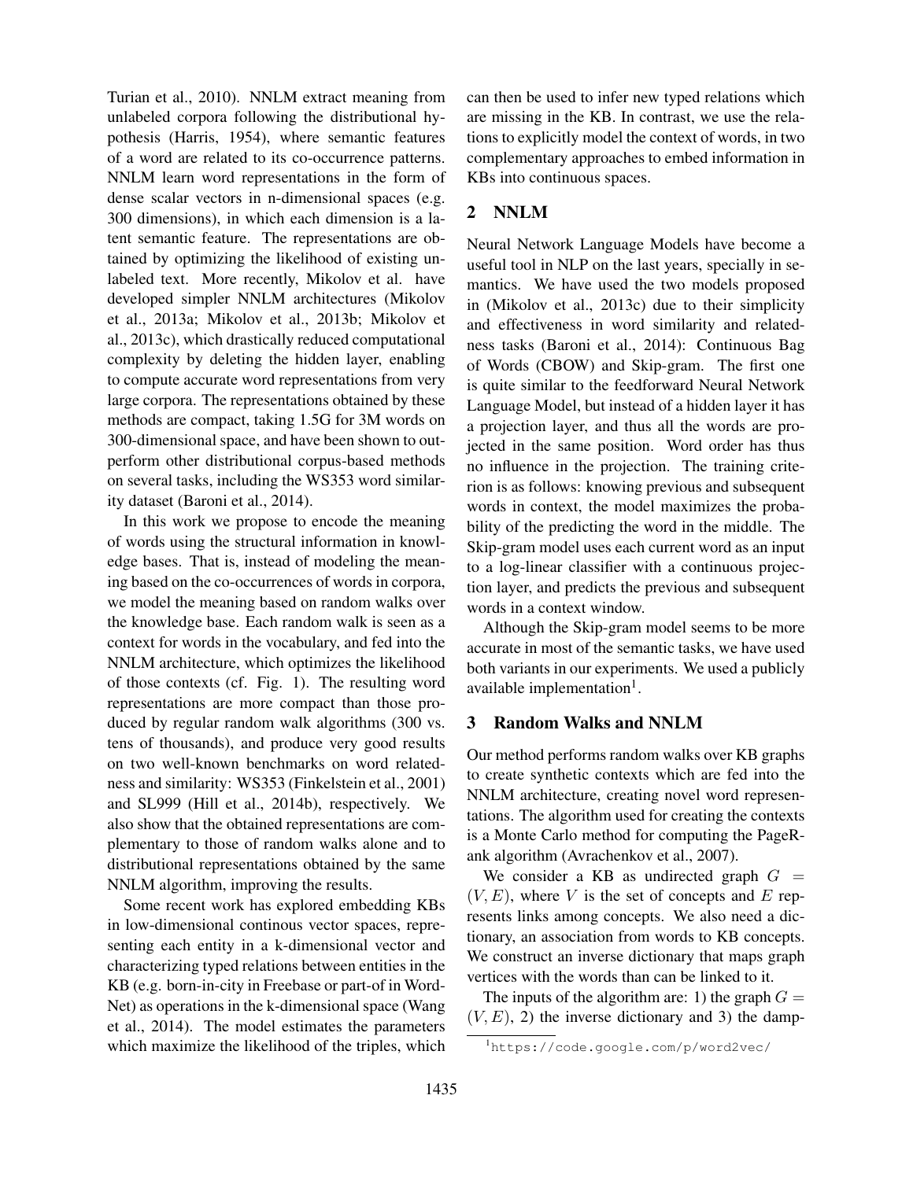Turian et al., 2010). NNLM extract meaning from unlabeled corpora following the distributional hypothesis (Harris, 1954), where semantic features of a word are related to its co-occurrence patterns. NNLM learn word representations in the form of dense scalar vectors in n-dimensional spaces (e.g. 300 dimensions), in which each dimension is a latent semantic feature. The representations are obtained by optimizing the likelihood of existing unlabeled text. More recently, Mikolov et al. have developed simpler NNLM architectures (Mikolov et al., 2013a; Mikolov et al., 2013b; Mikolov et al., 2013c), which drastically reduced computational complexity by deleting the hidden layer, enabling to compute accurate word representations from very large corpora. The representations obtained by these methods are compact, taking 1.5G for 3M words on 300-dimensional space, and have been shown to outperform other distributional corpus-based methods on several tasks, including the WS353 word similarity dataset (Baroni et al., 2014).

In this work we propose to encode the meaning of words using the structural information in knowledge bases. That is, instead of modeling the meaning based on the co-occurrences of words in corpora, we model the meaning based on random walks over the knowledge base. Each random walk is seen as a context for words in the vocabulary, and fed into the NNLM architecture, which optimizes the likelihood of those contexts (cf. Fig. 1). The resulting word representations are more compact than those produced by regular random walk algorithms (300 vs. tens of thousands), and produce very good results on two well-known benchmarks on word relatedness and similarity: WS353 (Finkelstein et al., 2001) and SL999 (Hill et al., 2014b), respectively. We also show that the obtained representations are complementary to those of random walks alone and to distributional representations obtained by the same NNLM algorithm, improving the results.

Some recent work has explored embedding KBs in low-dimensional continous vector spaces, representing each entity in a k-dimensional vector and characterizing typed relations between entities in the KB (e.g. born-in-city in Freebase or part-of in WordNet) as operations in the k-dimensional space (Wang et al., 2014). The model estimates the parameters which maximize the likelihood of the triples, which can then be used to infer new typed relations which are missing in the KB. In contrast, we use the relations to explicitly model the context of words, in two complementary approaches to embed information in KBs into continuous spaces.

## 2 NNLM

Neural Network Language Models have become a useful tool in NLP on the last years, specially in semantics. We have used the two models proposed in (Mikolov et al., 2013c) due to their simplicity and effectiveness in word similarity and relatedness tasks (Baroni et al., 2014): Continuous Bag of Words (CBOW) and Skip-gram. The first one is quite similar to the feedforward Neural Network Language Model, but instead of a hidden layer it has a projection layer, and thus all the words are projected in the same position. Word order has thus no influence in the projection. The training criterion is as follows: knowing previous and subsequent words in context, the model maximizes the probability of the predicting the word in the middle. The Skip-gram model uses each current word as an input to a log-linear classifier with a continuous projection layer, and predicts the previous and subsequent words in a context window.

Although the Skip-gram model seems to be more accurate in most of the semantic tasks, we have used both variants in our experiments. We used a publicly available implementation[1].

## 3 Random Walks and NNLM

Our method performs random walks over KB graphs to create synthetic contexts which are fed into the NNLM architecture, creating novel word representations. The algorithm used for creating the contexts is a Monte Carlo method for computing the PageRank algorithm (Avrachenkov et al., 2007).

We consider a KB as undirected graph $G = (V, E)$, where $V$ is the set of concepts and $E$ represents links among concepts. We also need a dictionary, an association from words to KB concepts. We construct an inverse dictionary that maps graph vertices with the words than can be linked to it.

The inputs of the algorithm are: 1) the graph $G = (V, E)$, 2) the inverse dictionary and 3) the damp-

[1] https://code.google.com/p/word2vec/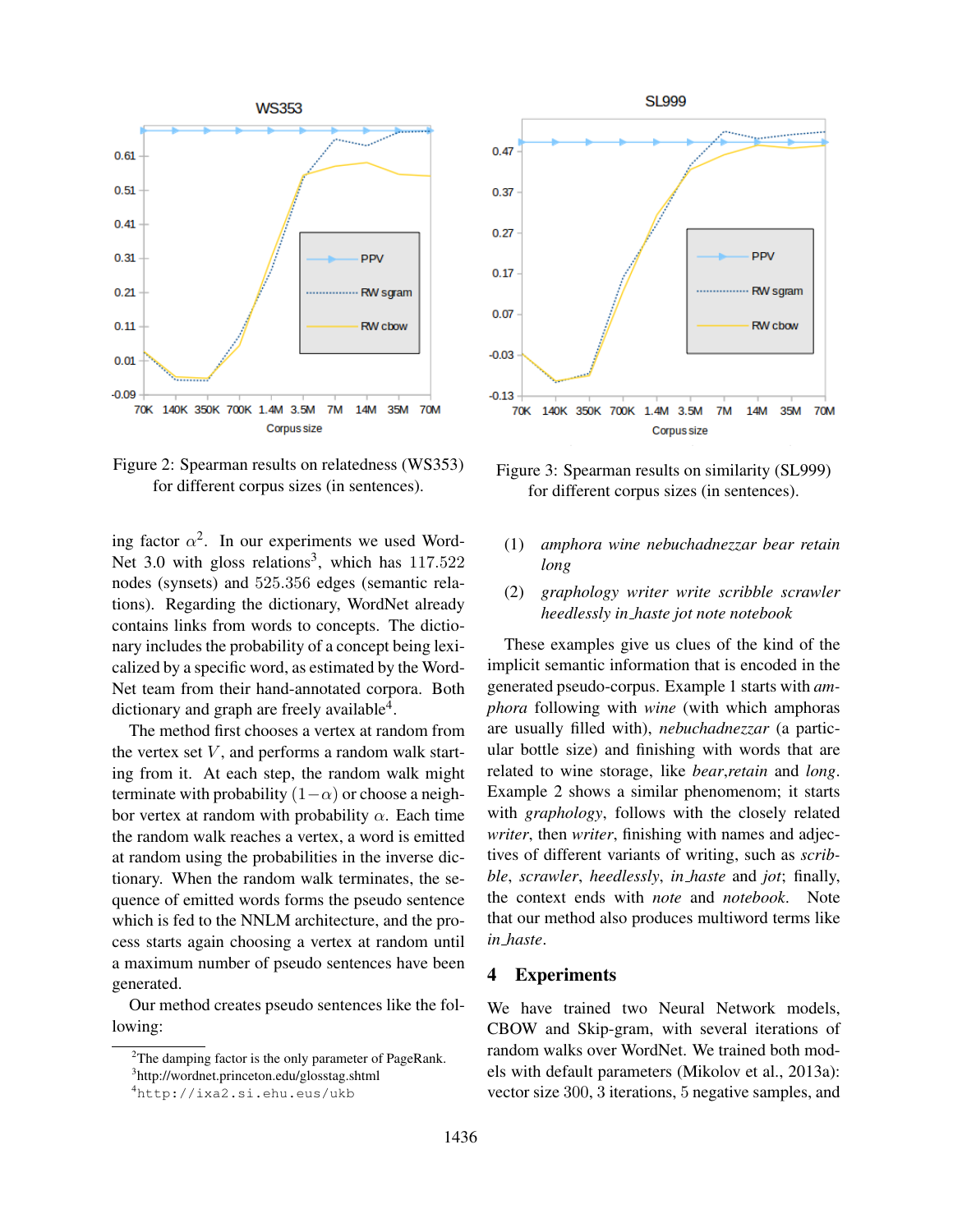Figure 2: Spearman results on relatedness (WS353) for different corpus sizes (in sentences).

Figure 3: Spearman results on similarity (SL999) for different corpus sizes (in sentences).

ing factor $\alpha$[2]. In our experiments we used WordNet 3.0 with gloss relations[3], which has 117.522 nodes (synsets) and 525.356 edges (semantic relations). Regarding the dictionary, WordNet already contains links from words to concepts. The dictionary includes the probability of a concept being lexicalized by a specific word, as estimated by the WordNet team from their hand-annotated corpora. Both dictionary and graph are freely available[4].

The method first chooses a vertex at random from the vertex set $V$, and performs a random walk starting from it. At each step, the random walk might terminate with probability $(1-\alpha)$ or choose a neighbor vertex at random with probability $\alpha$. Each time the random walk reaches a vertex, a word is emitted at random using the probabilities in the inverse dictionary. When the random walk terminates, the sequence of emitted words forms the pseudo sentence which is fed to the NNLM architecture, and the process starts again choosing a vertex at random until a maximum number of pseudo sentences have been generated.

Our method creates pseudo sentences like the following:

(1) *amphora wine nebuchadnezzar bear retain long*

(2) *graphology writer write scribble scrawler heedlessly in_haste jot note notebook*

These examples give us clues of the kind of the implicit semantic information that is encoded in the generated pseudo-corpus. Example 1 starts with *amphora* following with *wine* (with which amphoras are usually filled with), *nebuchadnezzar* (a particular bottle size) and finishing with words that are related to wine storage, like *bear*,*retain* and *long*. Example 2 shows a similar phenomenom; it starts with *graphology*, follows with the closely related *writer*, then *writer*, finishing with names and adjectives of different variants of writing, such as *scribble*, *scrawler*, *heedlessly*, *in_haste* and *jot*; finally, the context ends with *note* and *notebook*. Note that our method also produces multiword terms like *in_haste*.

## 4 Experiments

We have trained two Neural Network models, CBOW and Skip-gram, with several iterations of random walks over WordNet. We trained both models with default parameters (Mikolov et al., 2013a): vector size 300, 3 iterations, 5 negative samples, and

[2]The damping factor is the only parameter of PageRank.
[3]http://wordnet.princeton.edu/glosstag.shtml
[4]http://ixa2.si.ehu.eus/ukb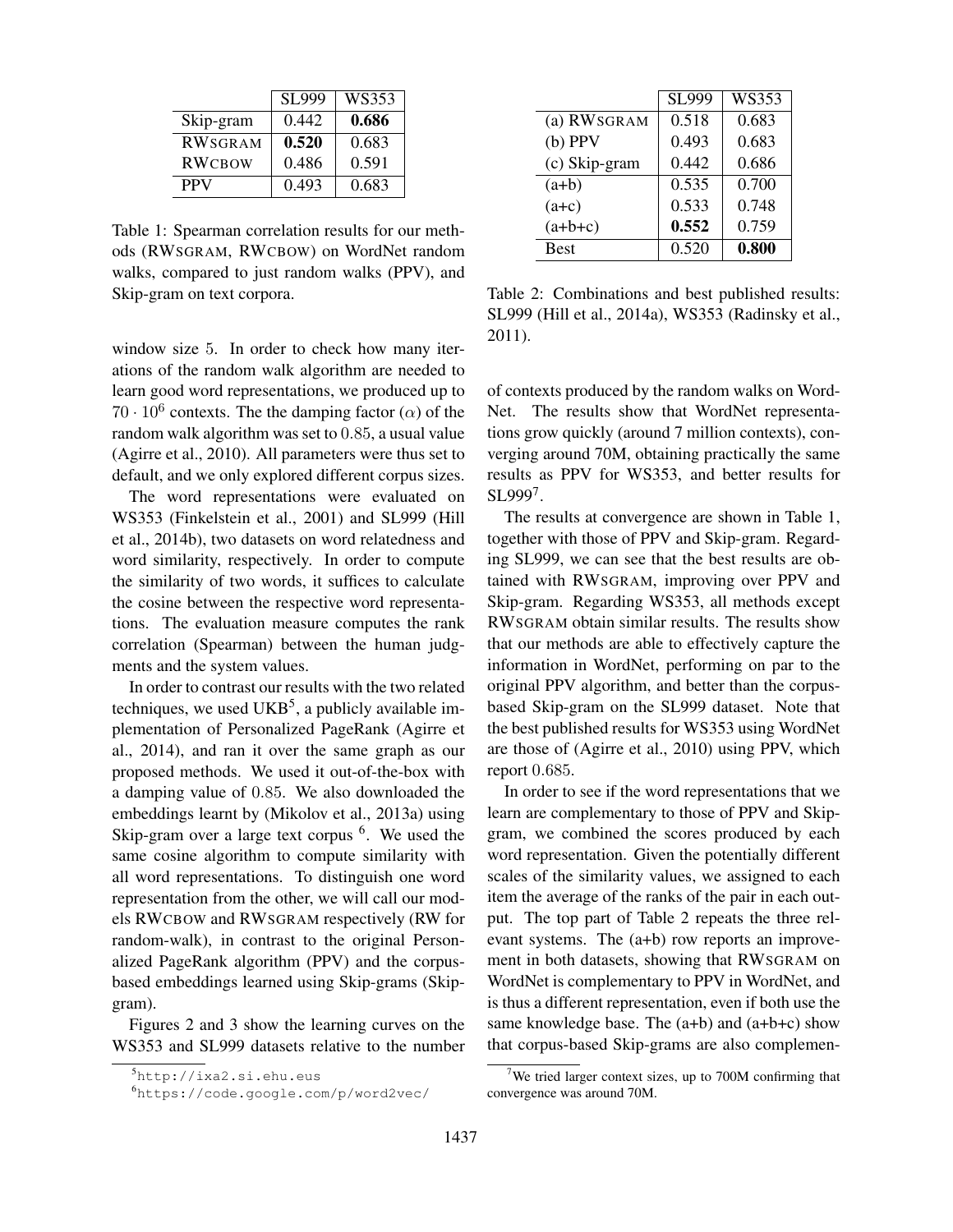|  | SL999 | WS353 |
|---|---|---|
| Skip-gram | 0.442 | **0.686** |
| RWSGRAM | **0.520** | 0.683 |
| RWCBOW | 0.486 | 0.591 |
| PPV | 0.493 | 0.683 |

Table 1: Spearman correlation results for our methods (RWSGRAM, RWCBOW) on WordNet random walks, compared to just random walks (PPV), and Skip-gram on text corpora.

window size 5. In order to check how many iterations of the random walk algorithm are needed to learn good word representations, we produced up to $70 \cdot 10^6$ contexts. The the damping factor ($\alpha$) of the random walk algorithm was set to 0.85, a usual value (Agirre et al., 2010). All parameters were thus set to default, and we only explored different corpus sizes.

The word representations were evaluated on WS353 (Finkelstein et al., 2001) and SL999 (Hill et al., 2014b), two datasets on word relatedness and word similarity, respectively. In order to compute the similarity of two words, it suffices to calculate the cosine between the respective word representations. The evaluation measure computes the rank correlation (Spearman) between the human judgments and the system values.

In order to contrast our results with the two related techniques, we used UKB[5], a publicly available implementation of Personalized PageRank (Agirre et al., 2014), and ran it over the same graph as our proposed methods. We used it out-of-the-box with a damping value of 0.85. We also downloaded the embeddings learnt by (Mikolov et al., 2013a) using Skip-gram over a large text corpus [6]. We used the same cosine algorithm to compute similarity with all word representations. To distinguish one word representation from the other, we will call our models RWCBOW and RWSGRAM respectively (RW for random-walk), in contrast to the original Personalized PageRank algorithm (PPV) and the corpus-based embeddings learned using Skip-grams (Skip-gram).

Figures 2 and 3 show the learning curves on the WS353 and SL999 datasets relative to the number of contexts produced by the random walks on WordNet. The results show that WordNet representations grow quickly (around 7 million contexts), converging around 70M, obtaining practically the same results as PPV for WS353, and better results for SL999[7].

The results at convergence are shown in Table 1, together with those of PPV and Skip-gram. Regarding SL999, we can see that the best results are obtained with RWSGRAM, improving over PPV and Skip-gram. Regarding WS353, all methods except RWSGRAM obtain similar results. The results show that our methods are able to effectively capture the information in WordNet, performing on par to the original PPV algorithm, and better than the corpus-based Skip-gram on the SL999 dataset. Note that the best published results for WS353 using WordNet are those of (Agirre et al., 2010) using PPV, which report 0.685.

In order to see if the word representations that we learn are complementary to those of PPV and Skip-gram, we combined the scores produced by each word representation. Given the potentially different scales of the similarity values, we assigned to each item the average of the ranks of the pair in each output. The top part of Table 2 repeats the three relevant systems. The (a+b) row reports an improvement in both datasets, showing that RWSGRAM on WordNet is complementary to PPV in WordNet, and is thus a different representation, even if both use the same knowledge base. The (a+b) and (a+b+c) show that corpus-based Skip-grams are also complemen-

|  | SL999 | WS353 |
|---|---|---|
| (a) RWSGRAM | 0.518 | 0.683 |
| (b) PPV | 0.493 | 0.683 |
| (c) Skip-gram | 0.442 | 0.686 |
| (a+b) | 0.535 | 0.700 |
| (a+c) | 0.533 | 0.748 |
| (a+b+c) | **0.552** | 0.759 |
| Best | 0.520 | **0.800** |

Table 2: Combinations and best published results: SL999 (Hill et al., 2014a), WS353 (Radinsky et al., 2011).

[5] http://ixa2.si.ehu.eus

[6] https://code.google.com/p/word2vec/

[7] We tried larger context sizes, up to 700M confirming that convergence was around 70M.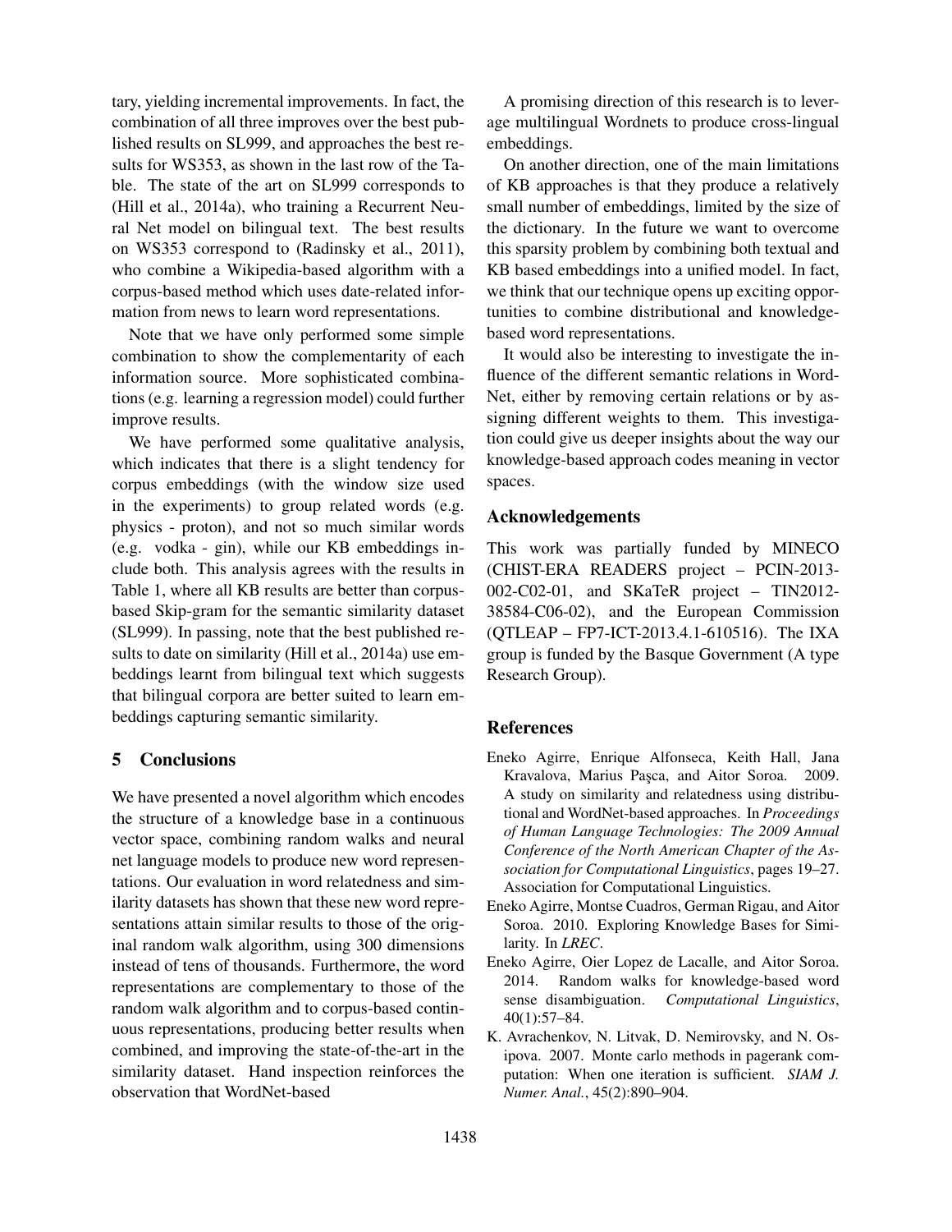tary, yielding incremental improvements. In fact, the combination of all three improves over the best published results on SL999, and approaches the best results for WS353, as shown in the last row of the Table. The state of the art on SL999 corresponds to (Hill et al., 2014a), who training a Recurrent Neural Net model on bilingual text. The best results on WS353 correspond to (Radinsky et al., 2011), who combine a Wikipedia-based algorithm with a corpus-based method which uses date-related information from news to learn word representations.

Note that we have only performed some simple combination to show the complementarity of each information source. More sophisticated combinations (e.g. learning a regression model) could further improve results.

We have performed some qualitative analysis, which indicates that there is a slight tendency for corpus embeddings (with the window size used in the experiments) to group related words (e.g. physics - proton), and not so much similar words (e.g. vodka - gin), while our KB embeddings include both. This analysis agrees with the results in Table 1, where all KB results are better than corpus-based Skip-gram for the semantic similarity dataset (SL999). In passing, note that the best published results to date on similarity (Hill et al., 2014a) use embeddings learnt from bilingual text which suggests that bilingual corpora are better suited to learn embeddings capturing semantic similarity.

## 5 Conclusions

We have presented a novel algorithm which encodes the structure of a knowledge base in a continuous vector space, combining random walks and neural net language models to produce new word representations. Our evaluation in word relatedness and similarity datasets has shown that these new word representations attain similar results to those of the original random walk algorithm, using 300 dimensions instead of tens of thousands. Furthermore, the word representations are complementary to those of the random walk algorithm and to corpus-based continuous representations, producing better results when combined, and improving the state-of-the-art in the similarity dataset. Hand inspection reinforces the observation that WordNet-based

A promising direction of this research is to leverage multilingual Wordnets to produce cross-lingual embeddings.

On another direction, one of the main limitations of KB approaches is that they produce a relatively small number of embeddings, limited by the size of the dictionary. In the future we want to overcome this sparsity problem by combining both textual and KB based embeddings into a unified model. In fact, we think that our technique opens up exciting opportunities to combine distributional and knowledge-based word representations.

It would also be interesting to investigate the influence of the different semantic relations in WordNet, either by removing certain relations or by assigning different weights to them. This investigation could give us deeper insights about the way our knowledge-based approach codes meaning in vector spaces.

## Acknowledgements

This work was partially funded by MINECO (CHIST-ERA READERS project – PCIN-2013-002-C02-01, and SKaTeR project – TIN2012-38584-C06-02), and the European Commission (QTLEAP – FP7-ICT-2013.4.1-610516). The IXA group is funded by the Basque Government (A type Research Group).

## References

Eneko Agirre, Enrique Alfonseca, Keith Hall, Jana Kravalova, Marius Paşca, and Aitor Soroa. 2009. A study on similarity and relatedness using distributional and WordNet-based approaches. In *Proceedings of Human Language Technologies: The 2009 Annual Conference of the North American Chapter of the Association for Computational Linguistics*, pages 19–27. Association for Computational Linguistics.

Eneko Agirre, Montse Cuadros, German Rigau, and Aitor Soroa. 2010. Exploring Knowledge Bases for Similarity. In *LREC*.

Eneko Agirre, Oier Lopez de Lacalle, and Aitor Soroa. 2014. Random walks for knowledge-based word sense disambiguation. *Computational Linguistics*, 40(1):57–84.

K. Avrachenkov, N. Litvak, D. Nemirovsky, and N. Osipova. 2007. Monte carlo methods in pagerank computation: When one iteration is sufficient. *SIAM J. Numer. Anal.*, 45(2):890–904.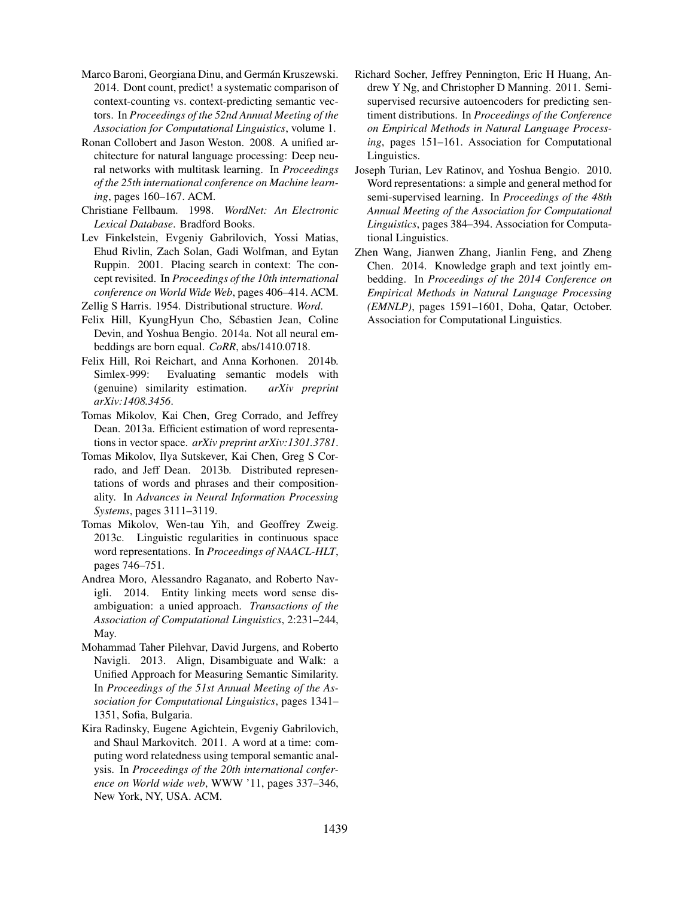Marco Baroni, Georgiana Dinu, and Germán Kruszewski. 2014. Dont count, predict! a systematic comparison of context-counting vs. context-predicting semantic vectors. In *Proceedings of the 52nd Annual Meeting of the Association for Computational Linguistics*, volume 1.

Ronan Collobert and Jason Weston. 2008. A unified architecture for natural language processing: Deep neural networks with multitask learning. In *Proceedings of the 25th international conference on Machine learning*, pages 160–167. ACM.

Christiane Fellbaum. 1998. *WordNet: An Electronic Lexical Database*. Bradford Books.

Lev Finkelstein, Evgeniy Gabrilovich, Yossi Matias, Ehud Rivlin, Zach Solan, Gadi Wolfman, and Eytan Ruppin. 2001. Placing search in context: The concept revisited. In *Proceedings of the 10th international conference on World Wide Web*, pages 406–414. ACM.

Zellig S Harris. 1954. Distributional structure. *Word*.

Felix Hill, KyungHyun Cho, Sébastien Jean, Coline Devin, and Yoshua Bengio. 2014a. Not all neural embeddings are born equal. *CoRR*, abs/1410.0718.

Felix Hill, Roi Reichart, and Anna Korhonen. 2014b. Simlex-999: Evaluating semantic models with (genuine) similarity estimation. *arXiv preprint arXiv:1408.3456*.

Tomas Mikolov, Kai Chen, Greg Corrado, and Jeffrey Dean. 2013a. Efficient estimation of word representations in vector space. *arXiv preprint arXiv:1301.3781*.

Tomas Mikolov, Ilya Sutskever, Kai Chen, Greg S Corrado, and Jeff Dean. 2013b. Distributed representations of words and phrases and their compositionality. In *Advances in Neural Information Processing Systems*, pages 3111–3119.

Tomas Mikolov, Wen-tau Yih, and Geoffrey Zweig. 2013c. Linguistic regularities in continuous space word representations. In *Proceedings of NAACL-HLT*, pages 746–751.

Andrea Moro, Alessandro Raganato, and Roberto Navigli. 2014. Entity linking meets word sense disambiguation: a unied approach. *Transactions of the Association of Computational Linguistics*, 2:231–244, May.

Mohammad Taher Pilehvar, David Jurgens, and Roberto Navigli. 2013. Align, Disambiguate and Walk: a Unified Approach for Measuring Semantic Similarity. In *Proceedings of the 51st Annual Meeting of the Association for Computational Linguistics*, pages 1341–1351, Sofia, Bulgaria.

Kira Radinsky, Eugene Agichtein, Evgeniy Gabrilovich, and Shaul Markovitch. 2011. A word at a time: computing word relatedness using temporal semantic analysis. In *Proceedings of the 20th international conference on World wide web*, WWW '11, pages 337–346, New York, NY, USA. ACM.

Richard Socher, Jeffrey Pennington, Eric H Huang, Andrew Y Ng, and Christopher D Manning. 2011. Semi-supervised recursive autoencoders for predicting sentiment distributions. In *Proceedings of the Conference on Empirical Methods in Natural Language Processing*, pages 151–161. Association for Computational Linguistics.

Joseph Turian, Lev Ratinov, and Yoshua Bengio. 2010. Word representations: a simple and general method for semi-supervised learning. In *Proceedings of the 48th Annual Meeting of the Association for Computational Linguistics*, pages 384–394. Association for Computational Linguistics.

Zhen Wang, Jianwen Zhang, Jianlin Feng, and Zheng Chen. 2014. Knowledge graph and text jointly embedding. In *Proceedings of the 2014 Conference on Empirical Methods in Natural Language Processing (EMNLP)*, pages 1591–1601, Doha, Qatar, October. Association for Computational Linguistics.